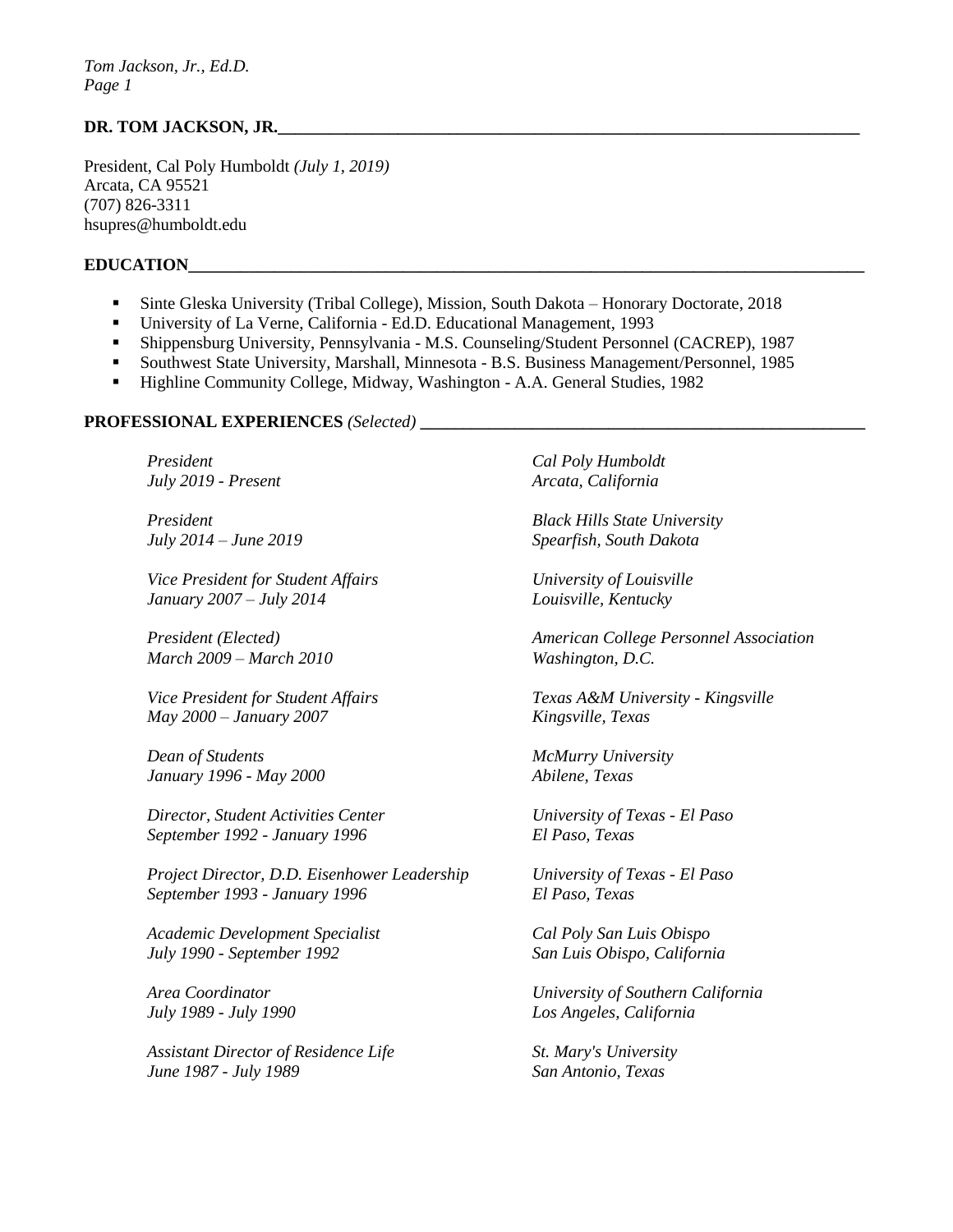# DR. TOM JACKSON, JR.

President, Cal Poly Humboldt *(July 1, 2019)*
Arcata, CA 95521
(707) 826-3311
hsupres@humboldt.edu

## EDUCATION

- Sinte Gleska University (Tribal College), Mission, South Dakota – Honorary Doctorate, 2018
- University of La Verne, California - Ed.D. Educational Management, 1993
- Shippensburg University, Pennsylvania - M.S. Counseling/Student Personnel (CACREP), 1987
- Southwest State University, Marshall, Minnesota - B.S. Business Management/Personnel, 1985
- Highline Community College, Midway, Washington - A.A. General Studies, 1982

## PROFESSIONAL EXPERIENCES *(Selected)*

*President*
*July 2019 - Present*
*Cal Poly Humboldt*
*Arcata, California*

*President*
*July 2014 – June 2019*
*Black Hills State University*
*Spearfish, South Dakota*

*Vice President for Student Affairs*
*January 2007 – July 2014*
*University of Louisville*
*Louisville, Kentucky*

*President (Elected)*
*March 2009 – March 2010*
*American College Personnel Association*
*Washington, D.C.*

*Vice President for Student Affairs*
*May 2000 – January 2007*
*Texas A&M University - Kingsville*
*Kingsville, Texas*

*Dean of Students*
*January 1996 - May 2000*
*McMurry University*
*Abilene, Texas*

*Director, Student Activities Center*
*September 1992 - January 1996*
*University of Texas - El Paso*
*El Paso, Texas*

*Project Director, D.D. Eisenhower Leadership*
*September 1993 - January 1996*
*University of Texas - El Paso*
*El Paso, Texas*

*Academic Development Specialist*
*July 1990 - September 1992*
*Cal Poly San Luis Obispo*
*San Luis Obispo, California*

*Area Coordinator*
*July 1989 - July 1990*
*University of Southern California*
*Los Angeles, California*

*Assistant Director of Residence Life*
*June 1987 - July 1989*
*St. Mary's University*
*San Antonio, Texas*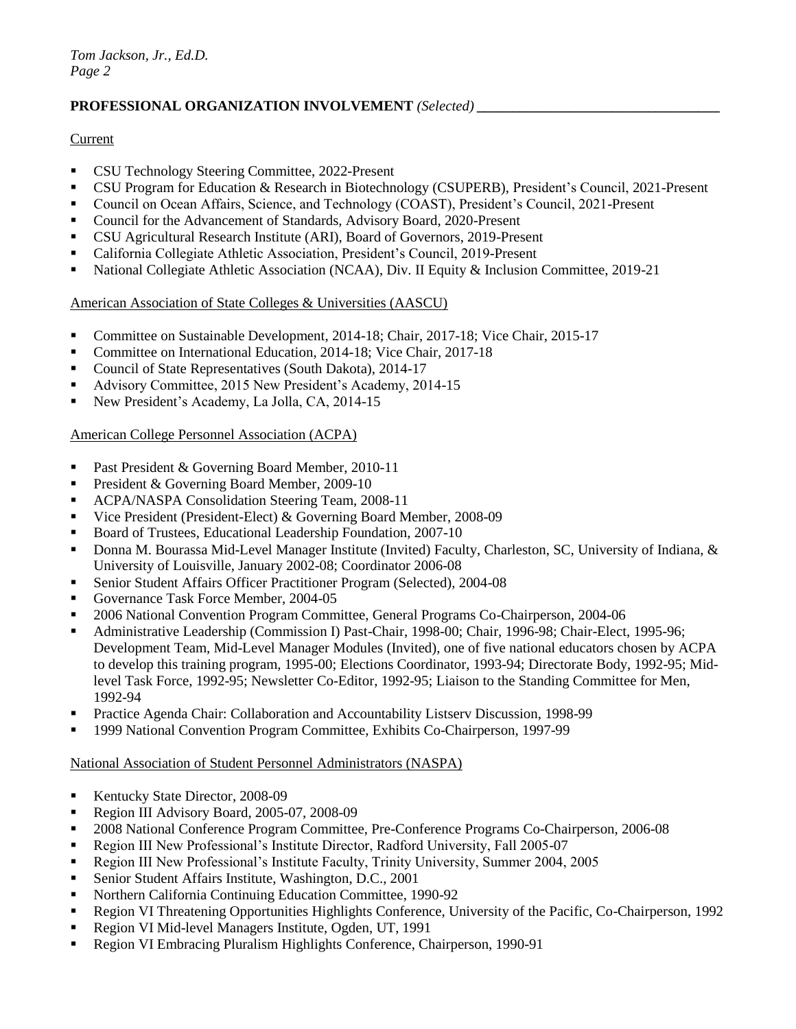## **PROFESSIONAL ORGANIZATION INVOLVEMENT** *(Selected)*

Current

- CSU Technology Steering Committee, 2022-Present
- CSU Program for Education & Research in Biotechnology (CSUPERB), President's Council, 2021-Present
- Council on Ocean Affairs, Science, and Technology (COAST), President's Council, 2021-Present
- Council for the Advancement of Standards, Advisory Board, 2020-Present
- CSU Agricultural Research Institute (ARI), Board of Governors, 2019-Present
- California Collegiate Athletic Association, President's Council, 2019-Present
- National Collegiate Athletic Association (NCAA), Div. II Equity & Inclusion Committee, 2019-21

American Association of State Colleges & Universities (AASCU)

- Committee on Sustainable Development, 2014-18; Chair, 2017-18; Vice Chair, 2015-17
- Committee on International Education, 2014-18; Vice Chair, 2017-18
- Council of State Representatives (South Dakota), 2014-17
- Advisory Committee, 2015 New President's Academy, 2014-15
- New President's Academy, La Jolla, CA, 2014-15

American College Personnel Association (ACPA)

- Past President & Governing Board Member, 2010-11
- President & Governing Board Member, 2009-10
- ACPA/NASPA Consolidation Steering Team, 2008-11
- Vice President (President-Elect) & Governing Board Member, 2008-09
- Board of Trustees, Educational Leadership Foundation, 2007-10
- Donna M. Bourassa Mid-Level Manager Institute (Invited) Faculty, Charleston, SC, University of Indiana, & University of Louisville, January 2002-08; Coordinator 2006-08
- Senior Student Affairs Officer Practitioner Program (Selected), 2004-08
- Governance Task Force Member, 2004-05
- 2006 National Convention Program Committee, General Programs Co-Chairperson, 2004-06
- Administrative Leadership (Commission I) Past-Chair, 1998-00; Chair, 1996-98; Chair-Elect, 1995-96; Development Team, Mid-Level Manager Modules (Invited), one of five national educators chosen by ACPA to develop this training program, 1995-00; Elections Coordinator, 1993-94; Directorate Body, 1992-95; Mid-level Task Force, 1992-95; Newsletter Co-Editor, 1992-95; Liaison to the Standing Committee for Men, 1992-94
- Practice Agenda Chair: Collaboration and Accountability Listserv Discussion, 1998-99
- 1999 National Convention Program Committee, Exhibits Co-Chairperson, 1997-99

National Association of Student Personnel Administrators (NASPA)

- Kentucky State Director, 2008-09
- Region III Advisory Board, 2005-07, 2008-09
- 2008 National Conference Program Committee, Pre-Conference Programs Co-Chairperson, 2006-08
- Region III New Professional's Institute Director, Radford University, Fall 2005-07
- Region III New Professional's Institute Faculty, Trinity University, Summer 2004, 2005
- Senior Student Affairs Institute, Washington, D.C., 2001
- Northern California Continuing Education Committee, 1990-92
- Region VI Threatening Opportunities Highlights Conference, University of the Pacific, Co-Chairperson, 1992
- Region VI Mid-level Managers Institute, Ogden, UT, 1991
- Region VI Embracing Pluralism Highlights Conference, Chairperson, 1990-91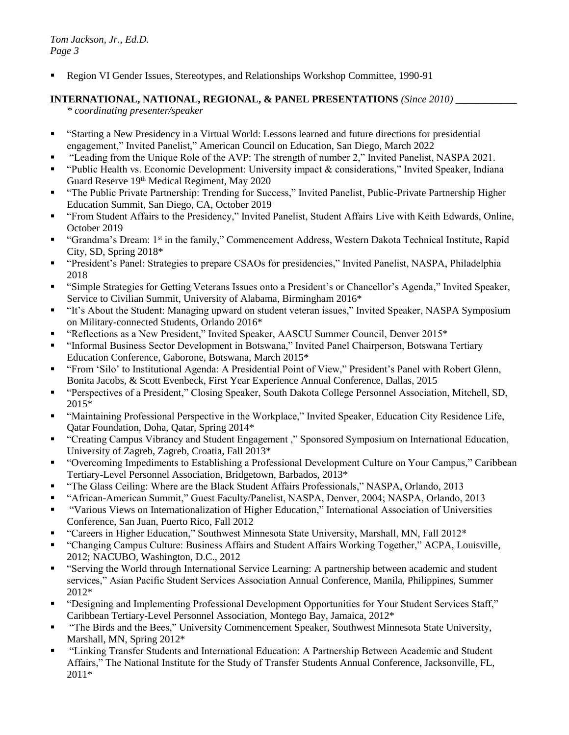- Region VI Gender Issues, Stereotypes, and Relationships Workshop Committee, 1990-91

**INTERNATIONAL, NATIONAL, REGIONAL, & PANEL PRESENTATIONS** *(Since 2010)*

*\* coordinating presenter/speaker*

- "Starting a New Presidency in a Virtual World: Lessons learned and future directions for presidential engagement," Invited Panelist," American Council on Education, San Diego, March 2022
- "Leading from the Unique Role of the AVP: The strength of number 2," Invited Panelist, NASPA 2021.
- "Public Health vs. Economic Development: University impact & considerations," Invited Speaker, Indiana Guard Reserve 19th Medical Regiment, May 2020
- "The Public Private Partnership: Trending for Success," Invited Panelist, Public-Private Partnership Higher Education Summit, San Diego, CA, October 2019
- "From Student Affairs to the Presidency," Invited Panelist, Student Affairs Live with Keith Edwards, Online, October 2019
- "Grandma's Dream: 1st in the family," Commencement Address, Western Dakota Technical Institute, Rapid City, SD, Spring 2018*
- "President's Panel: Strategies to prepare CSAOs for presidencies," Invited Panelist, NASPA, Philadelphia 2018
- "Simple Strategies for Getting Veterans Issues onto a President's or Chancellor's Agenda," Invited Speaker, Service to Civilian Summit, University of Alabama, Birmingham 2016*
- "It's About the Student: Managing upward on student veteran issues," Invited Speaker, NASPA Symposium on Military-connected Students, Orlando 2016*
- "Reflections as a New President," Invited Speaker, AASCU Summer Council, Denver 2015*
- "Informal Business Sector Development in Botswana," Invited Panel Chairperson, Botswana Tertiary Education Conference, Gaborone, Botswana, March 2015*
- "From 'Silo' to Institutional Agenda: A Presidential Point of View," President's Panel with Robert Glenn, Bonita Jacobs, & Scott Evenbeck, First Year Experience Annual Conference, Dallas, 2015
- "Perspectives of a President," Closing Speaker, South Dakota College Personnel Association, Mitchell, SD, 2015*
- "Maintaining Professional Perspective in the Workplace," Invited Speaker, Education City Residence Life, Qatar Foundation, Doha, Qatar, Spring 2014*
- "Creating Campus Vibrancy and Student Engagement ," Sponsored Symposium on International Education, University of Zagreb, Zagreb, Croatia, Fall 2013*
- "Overcoming Impediments to Establishing a Professional Development Culture on Your Campus," Caribbean Tertiary-Level Personnel Association, Bridgetown, Barbados, 2013*
- "The Glass Ceiling: Where are the Black Student Affairs Professionals," NASPA, Orlando, 2013
- "African-American Summit," Guest Faculty/Panelist, NASPA, Denver, 2004; NASPA, Orlando, 2013
- "Various Views on Internationalization of Higher Education," International Association of Universities Conference, San Juan, Puerto Rico, Fall 2012
- "Careers in Higher Education," Southwest Minnesota State University, Marshall, MN, Fall 2012*
- "Changing Campus Culture: Business Affairs and Student Affairs Working Together," ACPA, Louisville, 2012; NACUBO, Washington, D.C., 2012
- "Serving the World through International Service Learning: A partnership between academic and student services," Asian Pacific Student Services Association Annual Conference, Manila, Philippines, Summer 2012*
- "Designing and Implementing Professional Development Opportunities for Your Student Services Staff," Caribbean Tertiary-Level Personnel Association, Montego Bay, Jamaica, 2012*
- "The Birds and the Bees," University Commencement Speaker, Southwest Minnesota State University, Marshall, MN, Spring 2012*
- "Linking Transfer Students and International Education: A Partnership Between Academic and Student Affairs," The National Institute for the Study of Transfer Students Annual Conference, Jacksonville, FL, 2011*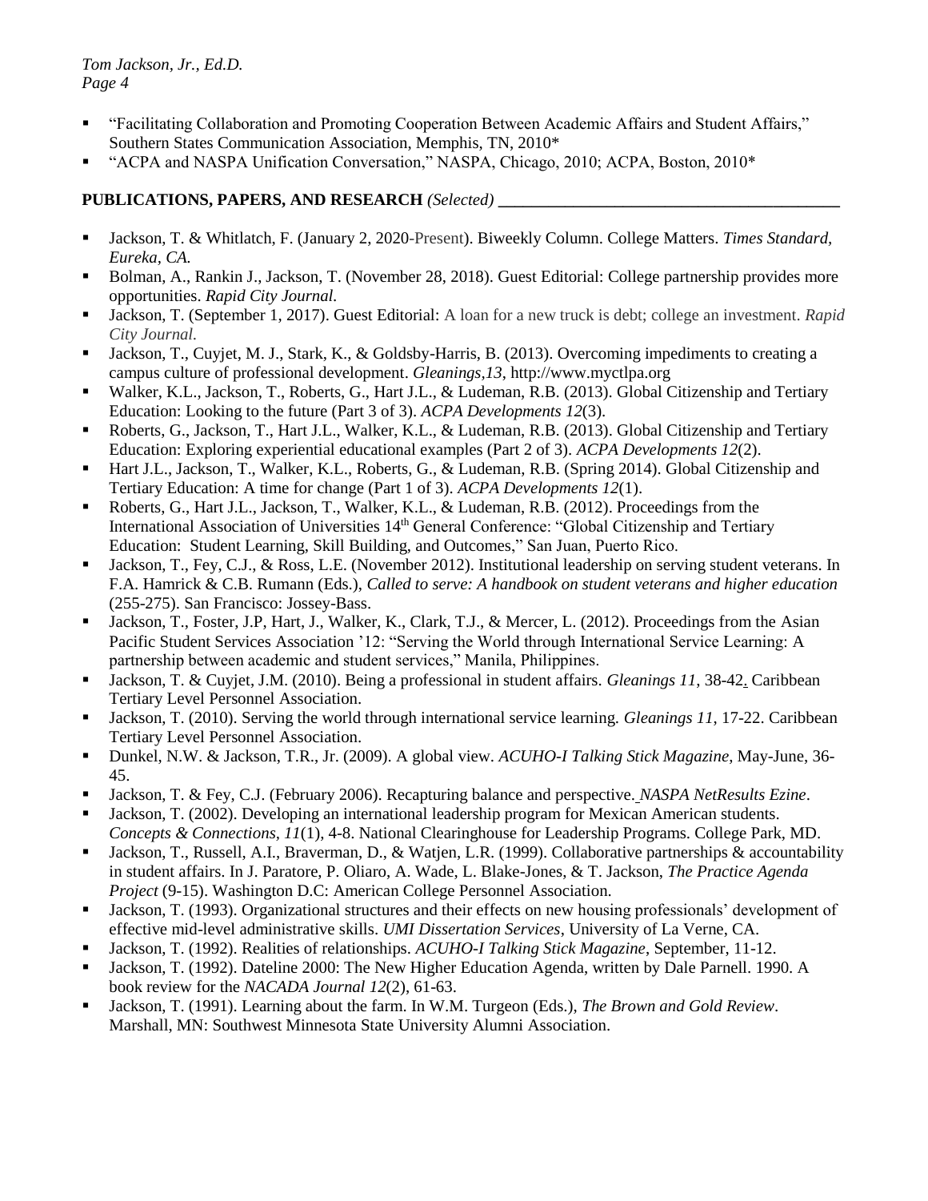- "Facilitating Collaboration and Promoting Cooperation Between Academic Affairs and Student Affairs," Southern States Communication Association, Memphis, TN, 2010*
- "ACPA and NASPA Unification Conversation," NASPA, Chicago, 2010; ACPA, Boston, 2010*

**PUBLICATIONS, PAPERS, AND RESEARCH** *(Selected)*

- Jackson, T. & Whitlatch, F. (January 2, 2020-Present). Biweekly Column. College Matters. *Times Standard, Eureka, CA.*
- Bolman, A., Rankin J., Jackson, T. (November 28, 2018). Guest Editorial: College partnership provides more opportunities. *Rapid City Journal.*
- Jackson, T. (September 1, 2017). Guest Editorial: A loan for a new truck is debt; college an investment. *Rapid City Journal.*
- Jackson, T., Cuyjet, M. J., Stark, K., & Goldsby-Harris, B. (2013). Overcoming impediments to creating a campus culture of professional development. *Gleanings,13,* http://www.myctlpa.org
- Walker, K.L., Jackson, T., Roberts, G., Hart J.L., & Ludeman, R.B. (2013). Global Citizenship and Tertiary Education: Looking to the future (Part 3 of 3). *ACPA Developments 12*(3).
- Roberts, G., Jackson, T., Hart J.L., Walker, K.L., & Ludeman, R.B. (2013). Global Citizenship and Tertiary Education: Exploring experiential educational examples (Part 2 of 3). *ACPA Developments 12*(2).
- Hart J.L., Jackson, T., Walker, K.L., Roberts, G., & Ludeman, R.B. (Spring 2014). Global Citizenship and Tertiary Education: A time for change (Part 1 of 3). *ACPA Developments 12*(1).
- Roberts, G., Hart J.L., Jackson, T., Walker, K.L., & Ludeman, R.B. (2012). Proceedings from the International Association of Universities 14th General Conference: "Global Citizenship and Tertiary Education: Student Learning, Skill Building, and Outcomes," San Juan, Puerto Rico.
- Jackson, T., Fey, C.J., & Ross, L.E. (November 2012). Institutional leadership on serving student veterans. In F.A. Hamrick & C.B. Rumann (Eds.), *Called to serve: A handbook on student veterans and higher education* (255-275). San Francisco: Jossey-Bass.
- Jackson, T., Foster, J.P, Hart, J., Walker, K., Clark, T.J., & Mercer, L. (2012). Proceedings from the Asian Pacific Student Services Association '12: "Serving the World through International Service Learning: A partnership between academic and student services," Manila, Philippines.
- Jackson, T. & Cuyjet, J.M. (2010). Being a professional in student affairs. *Gleanings 11,* 38-42. Caribbean Tertiary Level Personnel Association.
- Jackson, T. (2010). Serving the world through international service learning. *Gleanings 11,* 17-22. Caribbean Tertiary Level Personnel Association.
- Dunkel, N.W. & Jackson, T.R., Jr. (2009). A global view. *ACUHO-I Talking Stick Magazine*, May-June, 36-45.
- Jackson, T. & Fey, C.J. (February 2006). Recapturing balance and perspective. *NASPA NetResults Ezine*.
- Jackson, T. (2002). Developing an international leadership program for Mexican American students. *Concepts & Connections, 11*(1), 4-8. National Clearinghouse for Leadership Programs. College Park, MD.
- Jackson, T., Russell, A.I., Braverman, D., & Watjen, L.R. (1999). Collaborative partnerships & accountability in student affairs. In J. Paratore, P. Oliaro, A. Wade, L. Blake-Jones, & T. Jackson, *The Practice Agenda Project* (9-15). Washington D.C: American College Personnel Association.
- Jackson, T. (1993). Organizational structures and their effects on new housing professionals' development of effective mid-level administrative skills. *UMI Dissertation Services*, University of La Verne, CA.
- Jackson, T. (1992). Realities of relationships. *ACUHO-I Talking Stick Magazine*, September, 11-12.
- Jackson, T. (1992). Dateline 2000: The New Higher Education Agenda, written by Dale Parnell. 1990. A book review for the *NACADA Journal 12*(2), 61-63.
- Jackson, T. (1991). Learning about the farm. In W.M. Turgeon (Eds.), *The Brown and Gold Review*. Marshall, MN: Southwest Minnesota State University Alumni Association.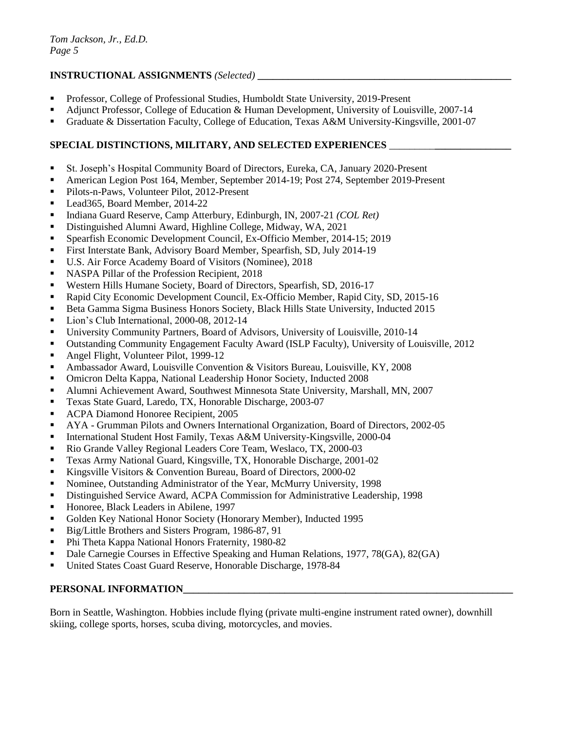## INSTRUCTIONAL ASSIGNMENTS *(Selected)*

- Professor, College of Professional Studies, Humboldt State University, 2019-Present
- Adjunct Professor, College of Education & Human Development, University of Louisville, 2007-14
- Graduate & Dissertation Faculty, College of Education, Texas A&M University-Kingsville, 2001-07

## SPECIAL DISTINCTIONS, MILITARY, AND SELECTED EXPERIENCES

- St. Joseph's Hospital Community Board of Directors, Eureka, CA, January 2020-Present
- American Legion Post 164, Member, September 2014-19; Post 274, September 2019-Present
- Pilots-n-Paws, Volunteer Pilot, 2012-Present
- Lead365, Board Member, 2014-22
- Indiana Guard Reserve, Camp Atterbury, Edinburgh, IN, 2007-21 *(COL Ret)*
- Distinguished Alumni Award, Highline College, Midway, WA, 2021
- Spearfish Economic Development Council, Ex-Officio Member, 2014-15; 2019
- First Interstate Bank, Advisory Board Member, Spearfish, SD, July 2014-19
- U.S. Air Force Academy Board of Visitors (Nominee), 2018
- NASPA Pillar of the Profession Recipient, 2018
- Western Hills Humane Society, Board of Directors, Spearfish, SD, 2016-17
- Rapid City Economic Development Council, Ex-Officio Member, Rapid City, SD, 2015-16
- Beta Gamma Sigma Business Honors Society, Black Hills State University, Inducted 2015
- Lion's Club International, 2000-08, 2012-14
- University Community Partners, Board of Advisors, University of Louisville, 2010-14
- Outstanding Community Engagement Faculty Award (ISLP Faculty), University of Louisville, 2012
- Angel Flight, Volunteer Pilot, 1999-12
- Ambassador Award, Louisville Convention & Visitors Bureau, Louisville, KY, 2008
- Omicron Delta Kappa, National Leadership Honor Society, Inducted 2008
- Alumni Achievement Award, Southwest Minnesota State University, Marshall, MN, 2007
- Texas State Guard, Laredo, TX, Honorable Discharge, 2003-07
- ACPA Diamond Honoree Recipient, 2005
- AYA - Grumman Pilots and Owners International Organization, Board of Directors, 2002-05
- International Student Host Family, Texas A&M University-Kingsville, 2000-04
- Rio Grande Valley Regional Leaders Core Team, Weslaco, TX, 2000-03
- Texas Army National Guard, Kingsville, TX, Honorable Discharge, 2001-02
- Kingsville Visitors & Convention Bureau, Board of Directors, 2000-02
- Nominee, Outstanding Administrator of the Year, McMurry University, 1998
- Distinguished Service Award, ACPA Commission for Administrative Leadership, 1998
- Honoree, Black Leaders in Abilene, 1997
- Golden Key National Honor Society (Honorary Member), Inducted 1995
- Big/Little Brothers and Sisters Program, 1986-87, 91
- Phi Theta Kappa National Honors Fraternity, 1980-82
- Dale Carnegie Courses in Effective Speaking and Human Relations, 1977, 78(GA), 82(GA)
- United States Coast Guard Reserve, Honorable Discharge, 1978-84

## PERSONAL INFORMATION

Born in Seattle, Washington. Hobbies include flying (private multi-engine instrument rated owner), downhill skiing, college sports, horses, scuba diving, motorcycles, and movies.